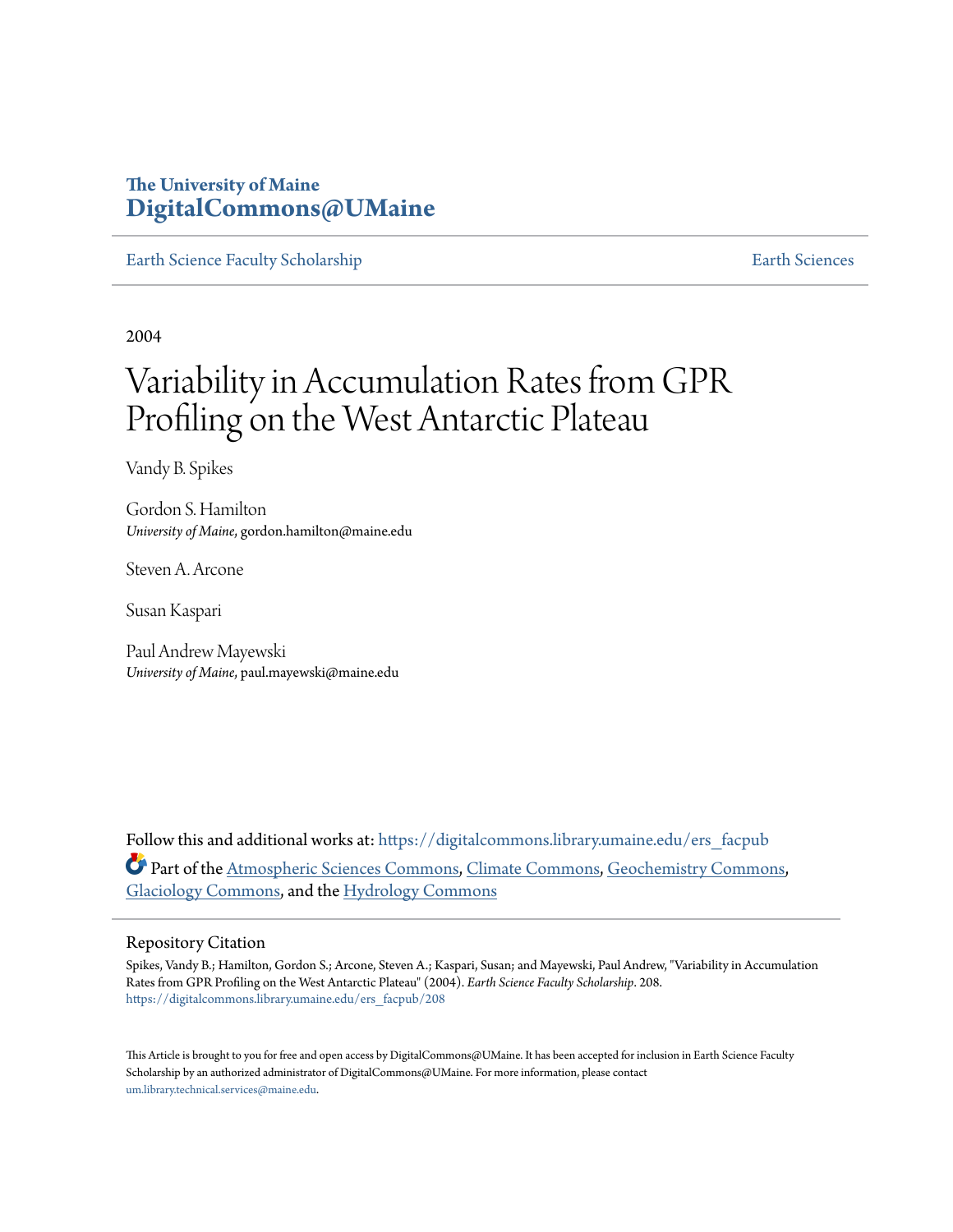The University of Maine
**DigitalCommons@UMaine**

Earth Science Faculty Scholarship | Earth Sciences

2004

# Variability in Accumulation Rates from GPR Profiling on the West Antarctic Plateau

Vandy B. Spikes

Gordon S. Hamilton
*University of Maine*, gordon.hamilton@maine.edu

Steven A. Arcone

Susan Kaspari

Paul Andrew Mayewski
*University of Maine*, paul.mayewski@maine.edu

Follow this and additional works at: https://digitalcommons.library.umaine.edu/ers_facpub

Part of the Atmospheric Sciences Commons, Climate Commons, Geochemistry Commons, Glaciology Commons, and the Hydrology Commons

## Repository Citation

Spikes, Vandy B.; Hamilton, Gordon S.; Arcone, Steven A.; Kaspari, Susan; and Mayewski, Paul Andrew, "Variability in Accumulation Rates from GPR Profiling on the West Antarctic Plateau" (2004). *Earth Science Faculty Scholarship*. 208.
https://digitalcommons.library.umaine.edu/ers_facpub/208

This Article is brought to you for free and open access by DigitalCommons@UMaine. It has been accepted for inclusion in Earth Science Faculty Scholarship by an authorized administrator of DigitalCommons@UMaine. For more information, please contact um.library.technical.services@maine.edu.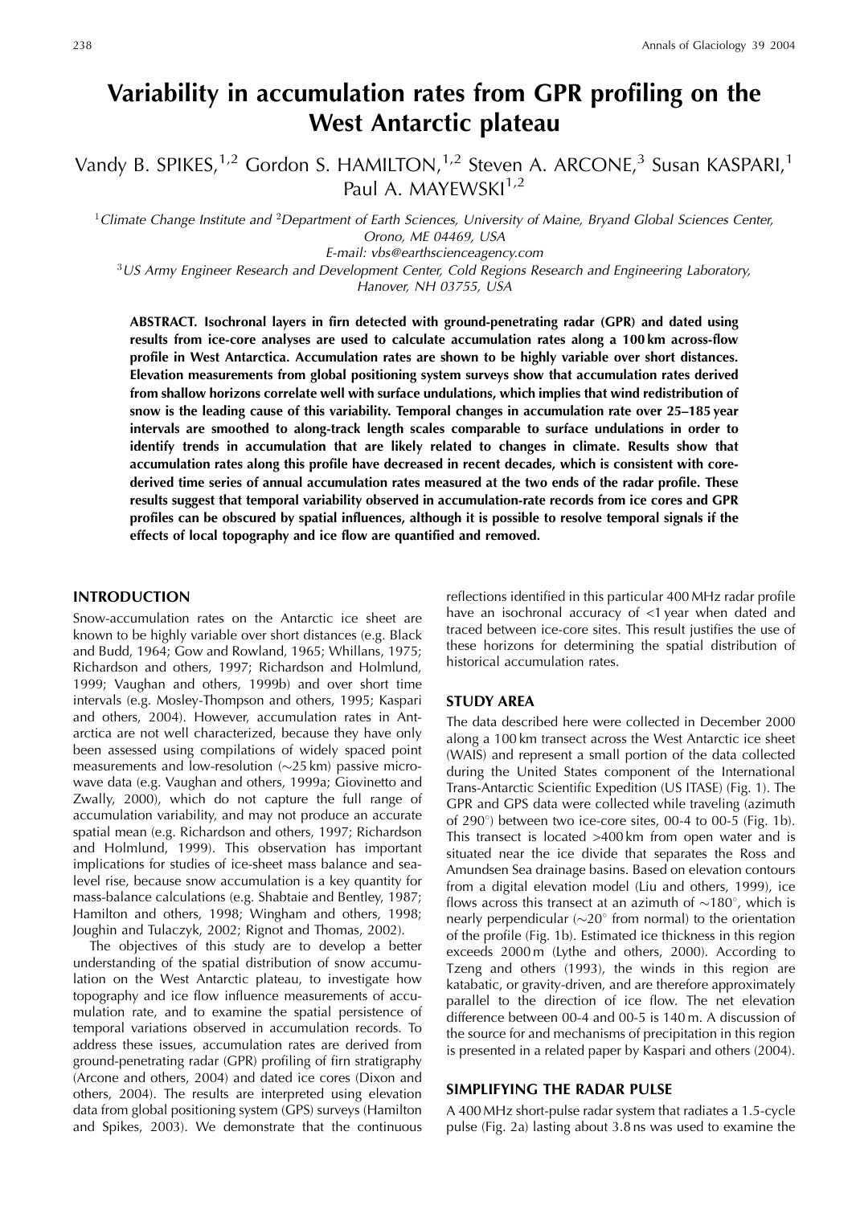# Variability in accumulation rates from GPR profiling on the West Antarctic plateau

Vandy B. SPIKES,[1,2] Gordon S. HAMILTON,[1,2] Steven A. ARCONE,[3] Susan KASPARI,[1] Paul A. MAYEWSKI[1,2]

[1]*Climate Change Institute and* [2]*Department of Earth Sciences, University of Maine, Bryand Global Sciences Center, Orono, ME 04469, USA*

*E-mail: vbs@earthscienceagency.com*

[3]*US Army Engineer Research and Development Center, Cold Regions Research and Engineering Laboratory, Hanover, NH 03755, USA*

**ABSTRACT. Isochronal layers in firn detected with ground-penetrating radar (GPR) and dated using results from ice-core analyses are used to calculate accumulation rates along a 100 km across-flow profile in West Antarctica. Accumulation rates are shown to be highly variable over short distances. Elevation measurements from global positioning system surveys show that accumulation rates derived from shallow horizons correlate well with surface undulations, which implies that wind redistribution of snow is the leading cause of this variability. Temporal changes in accumulation rate over 25–185 year intervals are smoothed to along-track length scales comparable to surface undulations in order to identify trends in accumulation that are likely related to changes in climate. Results show that accumulation rates along this profile have decreased in recent decades, which is consistent with core-derived time series of annual accumulation rates measured at the two ends of the radar profile. These results suggest that temporal variability observed in accumulation-rate records from ice cores and GPR profiles can be obscured by spatial influences, although it is possible to resolve temporal signals if the effects of local topography and ice flow are quantified and removed.**

## INTRODUCTION

Snow-accumulation rates on the Antarctic ice sheet are known to be highly variable over short distances (e.g. Black and Budd, 1964; Gow and Rowland, 1965; Whillans, 1975; Richardson and others, 1997; Richardson and Holmlund, 1999; Vaughan and others, 1999b) and over short time intervals (e.g. Mosley-Thompson and others, 1995; Kaspari and others, 2004). However, accumulation rates in Antarctica are not well characterized, because they have only been assessed using compilations of widely spaced point measurements and low-resolution (~25 km) passive microwave data (e.g. Vaughan and others, 1999a; Giovinetto and Zwally, 2000), which do not capture the full range of accumulation variability, and may not produce an accurate spatial mean (e.g. Richardson and others, 1997; Richardson and Holmlund, 1999). This observation has important implications for studies of ice-sheet mass balance and sea-level rise, because snow accumulation is a key quantity for mass-balance calculations (e.g. Shabtaie and Bentley, 1987; Hamilton and others, 1998; Wingham and others, 1998; Joughin and Tulaczyk, 2002; Rignot and Thomas, 2002).

The objectives of this study are to develop a better understanding of the spatial distribution of snow accumulation on the West Antarctic plateau, to investigate how topography and ice flow influence measurements of accumulation rate, and to examine the spatial persistence of temporal variations observed in accumulation records. To address these issues, accumulation rates are derived from ground-penetrating radar (GPR) profiling of firn stratigraphy (Arcone and others, 2004) and dated ice cores (Dixon and others, 2004). The results are interpreted using elevation data from global positioning system (GPS) surveys (Hamilton and Spikes, 2003). We demonstrate that the continuous reflections identified in this particular 400 MHz radar profile have an isochronal accuracy of <1 year when dated and traced between ice-core sites. This result justifies the use of these horizons for determining the spatial distribution of historical accumulation rates.

## STUDY AREA

The data described here were collected in December 2000 along a 100 km transect across the West Antarctic ice sheet (WAIS) and represent a small portion of the data collected during the United States component of the International Trans-Antarctic Scientific Expedition (US ITASE) (Fig. 1). The GPR and GPS data were collected while traveling (azimuth of 290°) between two ice-core sites, 00-4 to 00-5 (Fig. 1b). This transect is located >400 km from open water and is situated near the ice divide that separates the Ross and Amundsen Sea drainage basins. Based on elevation contours from a digital elevation model (Liu and others, 1999), ice flows across this transect at an azimuth of ~180°, which is nearly perpendicular (~20° from normal) to the orientation of the profile (Fig. 1b). Estimated ice thickness in this region exceeds 2000 m (Lythe and others, 2000). According to Tzeng and others (1993), the winds in this region are katabatic, or gravity-driven, and are therefore approximately parallel to the direction of ice flow. The net elevation difference between 00-4 and 00-5 is 140 m. A discussion of the source for and mechanisms of precipitation in this region is presented in a related paper by Kaspari and others (2004).

## SIMPLIFYING THE RADAR PULSE

A 400 MHz short-pulse radar system that radiates a 1.5-cycle pulse (Fig. 2a) lasting about 3.8 ns was used to examine the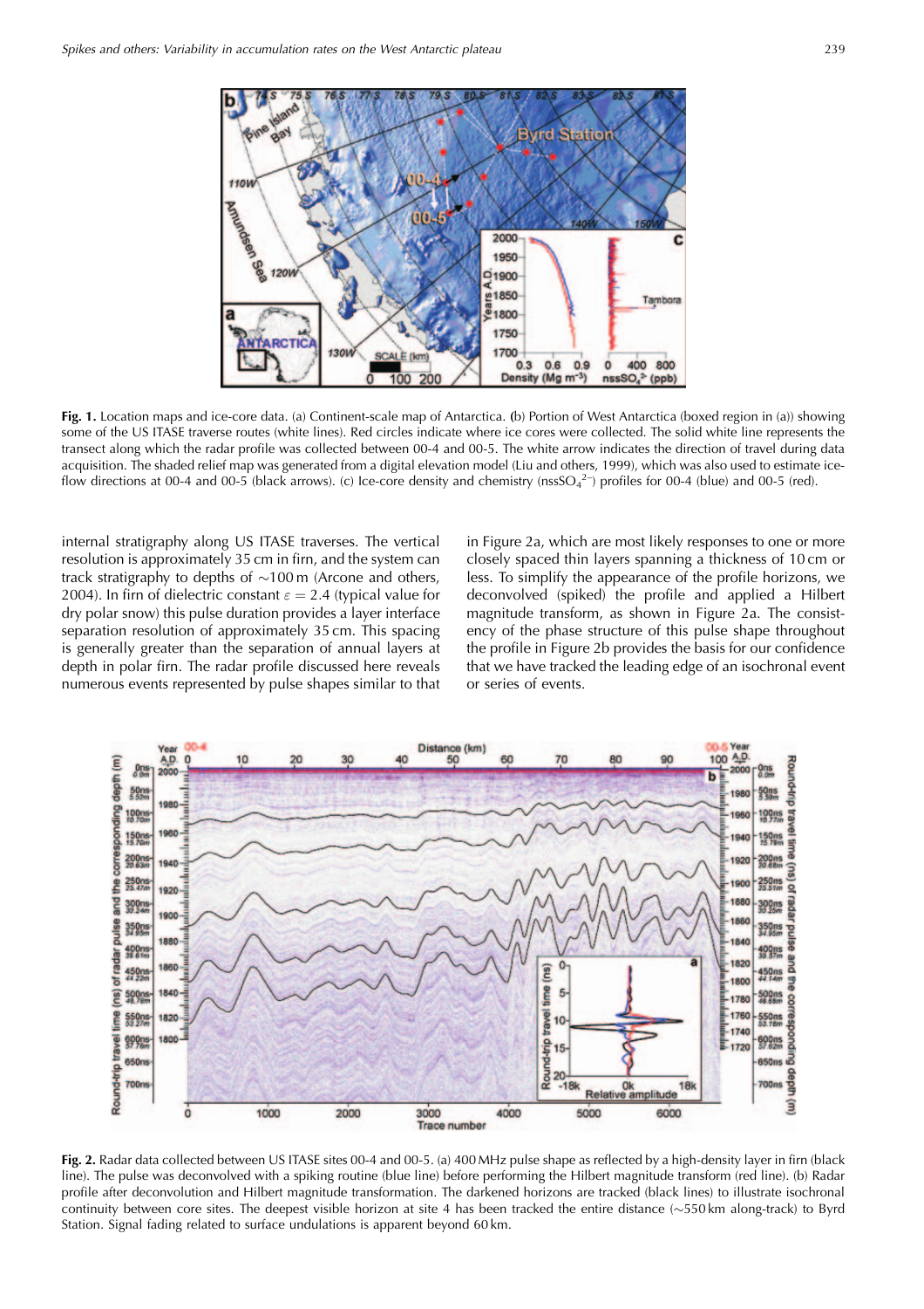Fig. 1. Location maps and ice-core data. (a) Continent-scale map of Antarctica. (b) Portion of West Antarctica (boxed region in (a)) showing some of the US ITASE traverse routes (white lines). Red circles indicate where ice cores were collected. The solid white line represents the transect along which the radar profile was collected between 00-4 and 00-5. The white arrow indicates the direction of travel during data acquisition. The shaded relief map was generated from a digital elevation model (Liu and others, 1999), which was also used to estimate ice-flow directions at 00-4 and 00-5 (black arrows). (c) Ice-core density and chemistry ($nssSO_4^{2-}$) profiles for 00-4 (blue) and 00-5 (red).

internal stratigraphy along US ITASE traverses. The vertical resolution is approximately 35 cm in firn, and the system can track stratigraphy to depths of ~100 m (Arcone and others, 2004). In firn of dielectric constant $\varepsilon = 2.4$ (typical value for dry polar snow) this pulse duration provides a layer interface separation resolution of approximately 35 cm. This spacing is generally greater than the separation of annual layers at depth in polar firn. The radar profile discussed here reveals numerous events represented by pulse shapes similar to that in Figure 2a, which are most likely responses to one or more closely spaced thin layers spanning a thickness of 10 cm or less. To simplify the appearance of the profile horizons, we deconvolved (spiked) the profile and applied a Hilbert magnitude transform, as shown in Figure 2a. The consistency of the phase structure of this pulse shape throughout the profile in Figure 2b provides the basis for our confidence that we have tracked the leading edge of an isochronal event or series of events.

Fig. 2. Radar data collected between US ITASE sites 00-4 and 00-5. (a) 400 MHz pulse shape as reflected by a high-density layer in firn (black line). The pulse was deconvolved with a spiking routine (blue line) before performing the Hilbert magnitude transform (red line). (b) Radar profile after deconvolution and Hilbert magnitude transformation. The darkened horizons are tracked (black lines) to illustrate isochronal continuity between core sites. The deepest visible horizon at site 4 has been tracked the entire distance (~550 km along-track) to Byrd Station. Signal fading related to surface undulations is apparent beyond 60 km.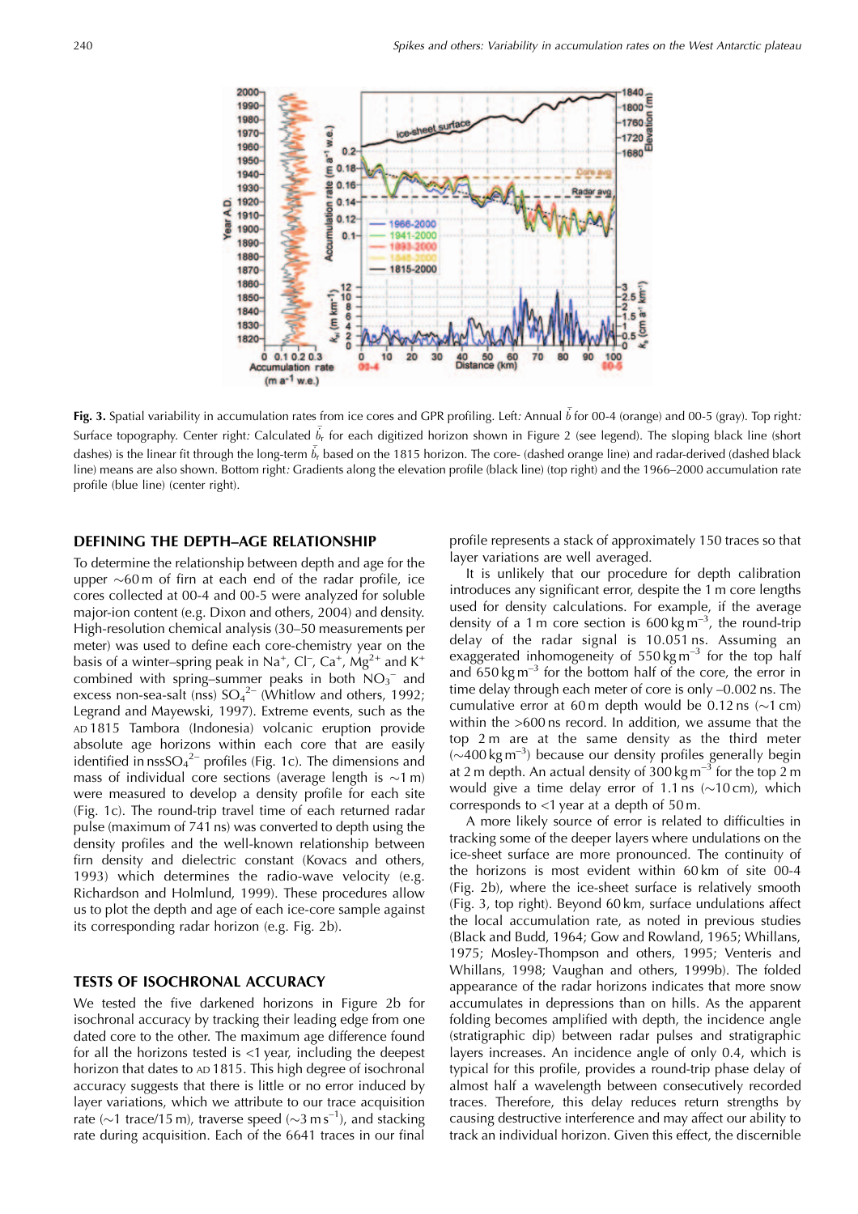2000
1990
1980
1970
1960
1950
1940
1930
1920
1910
1900
1890
1880
1870
1860
1850
1840
1830
1820
Year A.D.
0 0.1 0.2 0.3
Accumulation rate (m a⁻¹ w.e.)

ice-sheet surface
1840
1800
1760
1720
1680
Elevation (m)

Accumulation rate (m a⁻¹ w.e.)
0.2
0.18
0.16
0.14
0.12
0.1
Core avg
Radar avg
1966-2000
1941-2000
1893-2000
1848-2000
1815-2000

$k_{ss}$ (m km⁻¹)
12
10
8
6
4
2
0
$k_s$ (cm a⁻¹ km⁻¹)
3
2.5
2
1.5
1
0.5
0
0 10 20 30 40 50 60 70 80 90 100
00-4
Distance (km)
00-5

**Fig. 3.** Spatial variability in accumulation rates from ice cores and GPR profiling. Left: Annual $\bar{b}$ for 00-4 (orange) and 00-5 (gray). Top right: Surface topography. Center right: Calculated $\bar{b}_r$ for each digitized horizon shown in Figure 2 (see legend). The sloping black line (short dashes) is the linear fit through the long-term $\bar{b}_r$ based on the 1815 horizon. The core- (dashed orange line) and radar-derived (dashed black line) means are also shown. Bottom right: Gradients along the elevation profile (black line) (top right) and the 1966–2000 accumulation rate profile (blue line) (center right).

## DEFINING THE DEPTH–AGE RELATIONSHIP

To determine the relationship between depth and age for the upper ~60 m of firn at each end of the radar profile, ice cores collected at 00-4 and 00-5 were analyzed for soluble major-ion content (e.g. Dixon and others, 2004) and density. High-resolution chemical analysis (30–50 measurements per meter) was used to define each core-chemistry year on the basis of a winter–spring peak in $Na^+$, $Cl^-$, $Ca^+$, $Mg^{2+}$ and $K^+$ combined with spring–summer peaks in both $NO_3^-$ and excess non-sea-salt (nss) $SO_4^{2-}$ (Whitlow and others, 1992; Legrand and Mayewski, 1997). Extreme events, such as the AD 1815 Tambora (Indonesia) volcanic eruption provide absolute age horizons within each core that are easily identified in $nssSO_4^{2-}$ profiles (Fig. 1c). The dimensions and mass of individual core sections (average length is ~1 m) were measured to develop a density profile for each site (Fig. 1c). The round-trip travel time of each returned radar pulse (maximum of 741 ns) was converted to depth using the density profiles and the well-known relationship between firn density and dielectric constant (Kovacs and others, 1993) which determines the radio-wave velocity (e.g. Richardson and Holmlund, 1999). These procedures allow us to plot the depth and age of each ice-core sample against its corresponding radar horizon (e.g. Fig. 2b).

## TESTS OF ISOCHRONAL ACCURACY

We tested the five darkened horizons in Figure 2b for isochronal accuracy by tracking their leading edge from one dated core to the other. The maximum age difference found for all the horizons tested is <1 year, including the deepest horizon that dates to AD 1815. This high degree of isochronal accuracy suggests that there is little or no error induced by layer variations, which we attribute to our trace acquisition rate (~1 trace/15 m), traverse speed (~3 m s⁻¹), and stacking rate during acquisition. Each of the 6641 traces in our final profile represents a stack of approximately 150 traces so that layer variations are well averaged.

It is unlikely that our procedure for depth calibration introduces any significant error, despite the 1 m core lengths used for density calculations. For example, if the average density of a 1 m core section is 600 kg m⁻³, the round-trip delay of the radar signal is 10.051 ns. Assuming an exaggerated inhomogeneity of 550 kg m⁻³ for the top half and 650 kg m⁻³ for the bottom half of the core, the error in time delay through each meter of core is only –0.002 ns. The cumulative error at 60 m depth would be 0.12 ns (~1 cm) within the >600 ns record. In addition, we assume that the top 2 m are at the same density as the third meter (~400 kg m⁻³) because our density profiles generally begin at 2 m depth. An actual density of 300 kg m⁻³ for the top 2 m would give a time delay error of 1.1 ns (~10 cm), which corresponds to <1 year at a depth of 50 m.

A more likely source of error is related to difficulties in tracking some of the deeper layers where undulations on the ice-sheet surface are more pronounced. The continuity of the horizons is most evident within 60 km of site 00-4 (Fig. 2b), where the ice-sheet surface is relatively smooth (Fig. 3, top right). Beyond 60 km, surface undulations affect the local accumulation rate, as noted in previous studies (Black and Budd, 1964; Gow and Rowland, 1965; Whillans, 1975; Mosley-Thompson and others, 1995; Venteris and Whillans, 1998; Vaughan and others, 1999b). The folded appearance of the radar horizons indicates that more snow accumulates in depressions than on hills. As the apparent folding becomes amplified with depth, the incidence angle (stratigraphic dip) between radar pulses and stratigraphic layers increases. An incidence angle of only 0.4, which is typical for this profile, provides a round-trip phase delay of almost half a wavelength between consecutively recorded traces. Therefore, this delay reduces return strengths by causing destructive interference and may affect our ability to track an individual horizon. Given this effect, the discernible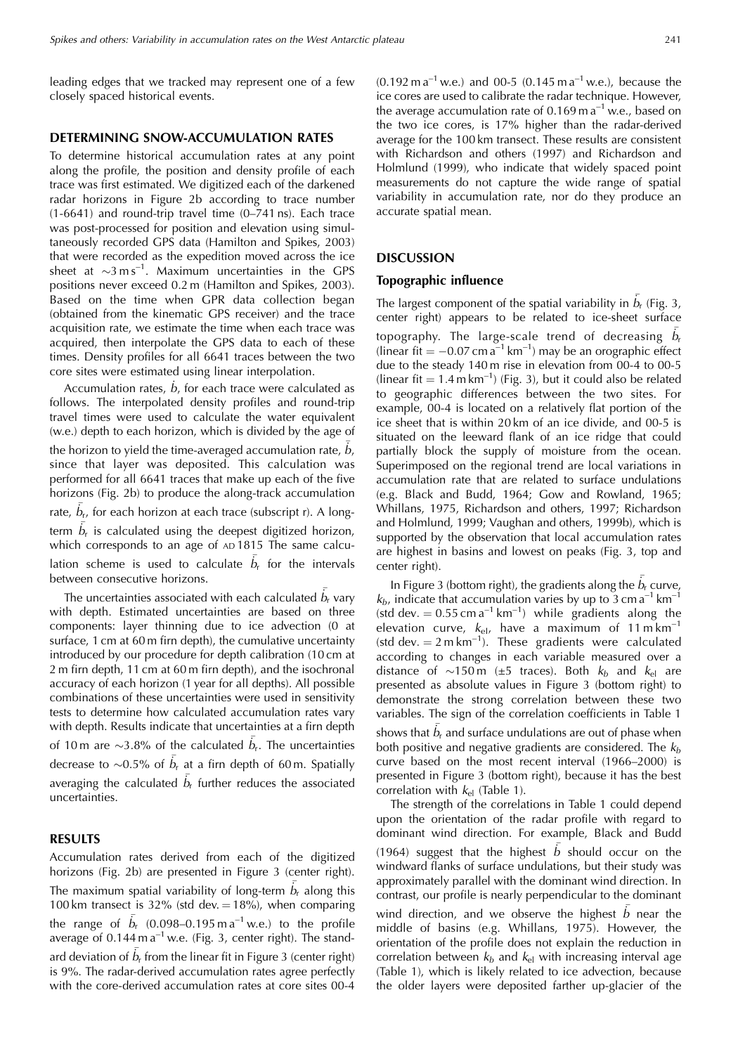leading edges that we tracked may represent one of a few closely spaced historical events.

## DETERMINING SNOW-ACCUMULATION RATES

To determine historical accumulation rates at any point along the profile, the position and density profile of each trace was first estimated. We digitized each of the darkened radar horizons in Figure 2b according to trace number (1-6641) and round-trip travel time (0–741 ns). Each trace was post-processed for position and elevation using simultaneously recorded GPS data (Hamilton and Spikes, 2003) that were recorded as the expedition moved across the ice sheet at $\sim 3\,\mathrm{m\,s^{-1}}$. Maximum uncertainties in the GPS positions never exceed 0.2 m (Hamilton and Spikes, 2003). Based on the time when GPR data collection began (obtained from the kinematic GPS receiver) and the trace acquisition rate, we estimate the time when each trace was acquired, then interpolate the GPS data to each of these times. Density profiles for all 6641 traces between the two core sites were estimated using linear interpolation.

Accumulation rates, $\dot{b}$, for each trace were calculated as follows. The interpolated density profiles and round-trip travel times were used to calculate the water equivalent (w.e.) depth to each horizon, which is divided by the age of the horizon to yield the time-averaged accumulation rate, $\bar{\dot{b}}$, since that layer was deposited. This calculation was performed for all 6641 traces that make up each of the five horizons (Fig. 2b) to produce the along-track accumulation rate, $\bar{\dot{b}}_r$, for each horizon at each trace (subscript r). A long-term $\bar{\dot{b}}_r$ is calculated using the deepest digitized horizon, which corresponds to an age of AD 1815 The same calculation scheme is used to calculate $\bar{\dot{b}}_r$ for the intervals between consecutive horizons.

The uncertainties associated with each calculated $\bar{\dot{b}}_r$ vary with depth. Estimated uncertainties are based on three components: layer thinning due to ice advection (0 at surface, 1 cm at 60 m firn depth), the cumulative uncertainty introduced by our procedure for depth calibration (10 cm at 2 m firn depth, 11 cm at 60 m firn depth), and the isochronal accuracy of each horizon (1 year for all depths). All possible combinations of these uncertainties were used in sensitivity tests to determine how calculated accumulation rates vary with depth. Results indicate that uncertainties at a firn depth of 10 m are ~3.8% of the calculated $\bar{\dot{b}}_r$. The uncertainties decrease to ~0.5% of $\bar{\dot{b}}_r$ at a firn depth of 60 m. Spatially averaging the calculated $\bar{\dot{b}}_r$ further reduces the associated uncertainties.

## RESULTS

Accumulation rates derived from each of the digitized horizons (Fig. 2b) are presented in Figure 3 (center right). The maximum spatial variability of long-term $\bar{\dot{b}}_r$ along this 100 km transect is 32% (std dev. = 18%), when comparing the range of $\bar{\dot{b}}_r$ (0.098–0.195 $\mathrm{m\,a^{-1}}$ w.e.) to the profile average of 0.144 $\mathrm{m\,a^{-1}}$ w.e. (Fig. 3, center right). The standard deviation of $\bar{\dot{b}}_r$ from the linear fit in Figure 3 (center right) is 9%. The radar-derived accumulation rates agree perfectly with the core-derived accumulation rates at core sites 00-4 (0.192 $\mathrm{m\,a^{-1}}$ w.e.) and 00-5 (0.145 $\mathrm{m\,a^{-1}}$ w.e.), because the ice cores are used to calibrate the radar technique. However, the average accumulation rate of 0.169 $\mathrm{m\,a^{-1}}$ w.e., based on the two ice cores, is 17% higher than the radar-derived average for the 100 km transect. These results are consistent with Richardson and others (1997) and Richardson and Holmlund (1999), who indicate that widely spaced point measurements do not capture the wide range of spatial variability in accumulation rate, nor do they produce an accurate spatial mean.

## DISCUSSION

### Topographic influence

The largest component of the spatial variability in $\bar{\dot{b}}_r$ (Fig. 3, center right) appears to be related to ice-sheet surface topography. The large-scale trend of decreasing $\bar{\dot{b}}_r$ (linear fit = $-0.07\,\mathrm{cm\,a^{-1}\,km^{-1}}$) may be an orographic effect due to the steady 140 m rise in elevation from 00-4 to 00-5 (linear fit = $1.4\,\mathrm{m\,km^{-1}}$) (Fig. 3), but it could also be related to geographic differences between the two sites. For example, 00-4 is located on a relatively flat portion of the ice sheet that is within 20 km of an ice divide, and 00-5 is situated on the leeward flank of an ice ridge that could partially block the supply of moisture from the ocean. Superimposed on the regional trend are local variations in accumulation rate that are related to surface undulations (e.g. Black and Budd, 1964; Gow and Rowland, 1965; Whillans, 1975, Richardson and others, 1997; Richardson and Holmlund, 1999; Vaughan and others, 1999b), which is supported by the observation that local accumulation rates are highest in basins and lowest on peaks (Fig. 3, top and center right).

In Figure 3 (bottom right), the gradients along the $\bar{\dot{b}}_r$ curve, $k_b$, indicate that accumulation varies by up to $3\,\mathrm{cm\,a^{-1}\,km^{-1}}$ (std dev. = $0.55\,\mathrm{cm\,a^{-1}\,km^{-1}}$) while gradients along the elevation curve, $k_{el}$, have a maximum of $11\,\mathrm{m\,km^{-1}}$ (std dev. = $2\,\mathrm{m\,km^{-1}}$). These gradients were calculated according to changes in each variable measured over a distance of ~150 m (±5 traces). Both $k_b$ and $k_{el}$ are presented as absolute values in Figure 3 (bottom right) to demonstrate the strong correlation between these two variables. The sign of the correlation coefficients in Table 1 shows that $\bar{\dot{b}}_r$ and surface undulations are out of phase when both positive and negative gradients are considered. The $k_b$ curve based on the most recent interval (1966–2000) is presented in Figure 3 (bottom right), because it has the best correlation with $k_{el}$ (Table 1).

The strength of the correlations in Table 1 could depend upon the orientation of the radar profile with regard to dominant wind direction. For example, Black and Budd (1964) suggest that the highest $\bar{\dot{b}}$ should occur on the windward flanks of surface undulations, but their study was approximately parallel with the dominant wind direction. In contrast, our profile is nearly perpendicular to the dominant wind direction, and we observe the highest $\bar{\dot{b}}$ near the middle of basins (e.g. Whillans, 1975). However, the orientation of the profile does not explain the reduction in correlation between $k_b$ and $k_{el}$ with increasing interval age (Table 1), which is likely related to ice advection, because the older layers were deposited farther up-glacier of the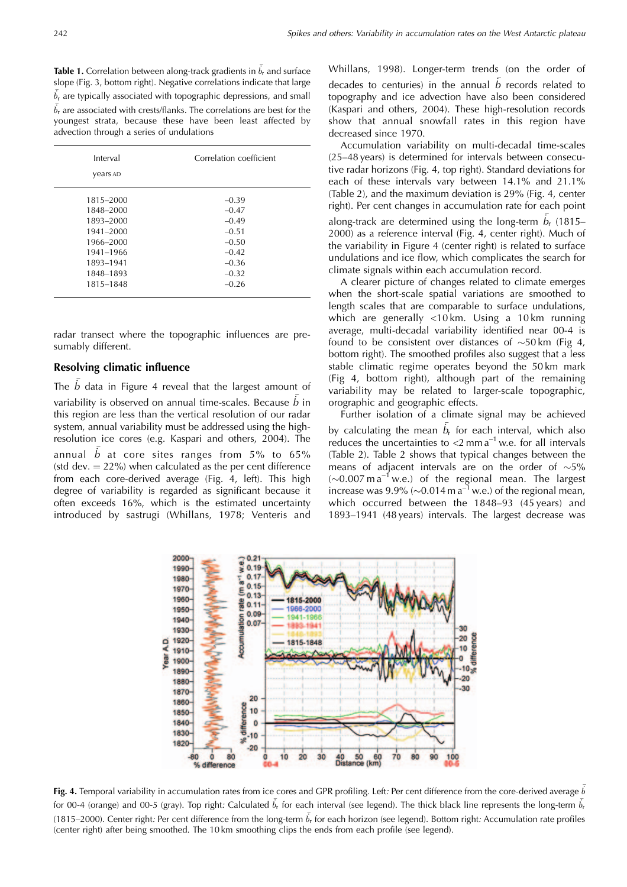**Table 1.** Correlation between along-track gradients in $\bar{b}_r$ and surface slope (Fig. 3, bottom right). Negative correlations indicate that large $\bar{b}_r$ are typically associated with topographic depressions, and small $\bar{b}_r$ are associated with crests/flanks. The correlations are best for the youngest strata, because these have been least affected by advection through a series of undulations

| Interval years AD | Correlation coefficient |
|---|---|
| 1815–2000 | −0.39 |
| 1848–2000 | −0.47 |
| 1893–2000 | −0.49 |
| 1941–2000 | −0.51 |
| 1966–2000 | −0.50 |
| 1941–1966 | −0.42 |
| 1893–1941 | −0.36 |
| 1848–1893 | −0.32 |
| 1815–1848 | −0.26 |

radar transect where the topographic influences are presumably different.

## Resolving climatic influence

The $\bar{b}$ data in Figure 4 reveal that the largest amount of variability is observed on annual time-scales. Because $\bar{b}$ in this region are less than the vertical resolution of our radar system, annual variability must be addressed using the high-resolution ice cores (e.g. Kaspari and others, 2004). The annual $\bar{b}$ at core sites ranges from 5% to 65% (std dev. = 22%) when calculated as the per cent difference from each core-derived average (Fig. 4, left). This high degree of variability is regarded as significant because it often exceeds 16%, which is the estimated uncertainty introduced by sastrugi (Whillans, 1978; Venteris and Whillans, 1998). Longer-term trends (on the order of decades to centuries) in the annual $\bar{b}$ records related to topography and ice advection have also been considered (Kaspari and others, 2004). These high-resolution records show that annual snowfall rates in this region have decreased since 1970.

Accumulation variability on multi-decadal time-scales (25–48 years) is determined for intervals between consecutive radar horizons (Fig. 4, top right). Standard deviations for each of these intervals vary between 14.1% and 21.1% (Table 2), and the maximum deviation is 29% (Fig. 4, center right). Per cent changes in accumulation rate for each point along-track are determined using the long-term $\bar{b}_r$ (1815–2000) as a reference interval (Fig. 4, center right). Much of the variability in Figure 4 (center right) is related to surface undulations and ice flow, which complicates the search for climate signals within each accumulation record.

A clearer picture of changes related to climate emerges when the short-scale spatial variations are smoothed to length scales that are comparable to surface undulations, which are generally <10 km. Using a 10 km running average, multi-decadal variability identified near 00-4 is found to be consistent over distances of ~50 km (Fig 4, bottom right). The smoothed profiles also suggest that a less stable climatic regime operates beyond the 50 km mark (Fig 4, bottom right), although part of the remaining variability may be related to larger-scale topographic, orographic and geographic effects.

Further isolation of a climate signal may be achieved by calculating the mean $\bar{b}_r$ for each interval, which also reduces the uncertainties to <2 mm a$^{-1}$ w.e. for all intervals (Table 2). Table 2 shows that typical changes between the means of adjacent intervals are on the order of ~5% (~0.007 m a$^{-1}$ w.e.) of the regional mean. The largest increase was 9.9% (~0.014 m a$^{-1}$ w.e.) of the regional mean, which occurred between the 1848–93 (45 years) and 1893–1941 (48 years) intervals. The largest decrease was

Year A.D.
2000 1990 1980 1970 1960 1950 1940 1930 1920 1910 1900 1890 1880 1870 1860 1850 1840 1830 1820
-80 0 80
% difference

Accumulation rate (m a$^{-1}$ w.e.)
0.21 0.19 0.17 0.15 0.13 0.11 0.09 0.07
1815-2000
1966-2000
1941-1966
1893-1941
1848-1893
1815-1848
% difference
30 20 10 0 -10 -20 -30
% difference
20 10 0 -10 -20
0 10 20 30 40 50 60 70 80 90 100
Distance (km)
00-4
00-5

**Fig. 4.** Temporal variability in accumulation rates from ice cores and GPR profiling. Left: Per cent difference from the core-derived average $\bar{b}$ for 00-4 (orange) and 00-5 (gray). Top right: Calculated $\bar{b}_r$ for each interval (see legend). The thick black line represents the long-term $\bar{b}_r$ (1815–2000). Center right: Per cent difference from the long-term $\bar{b}_r$ for each horizon (see legend). Bottom right: Accumulation rate profiles (center right) after being smoothed. The 10 km smoothing clips the ends from each profile (see legend).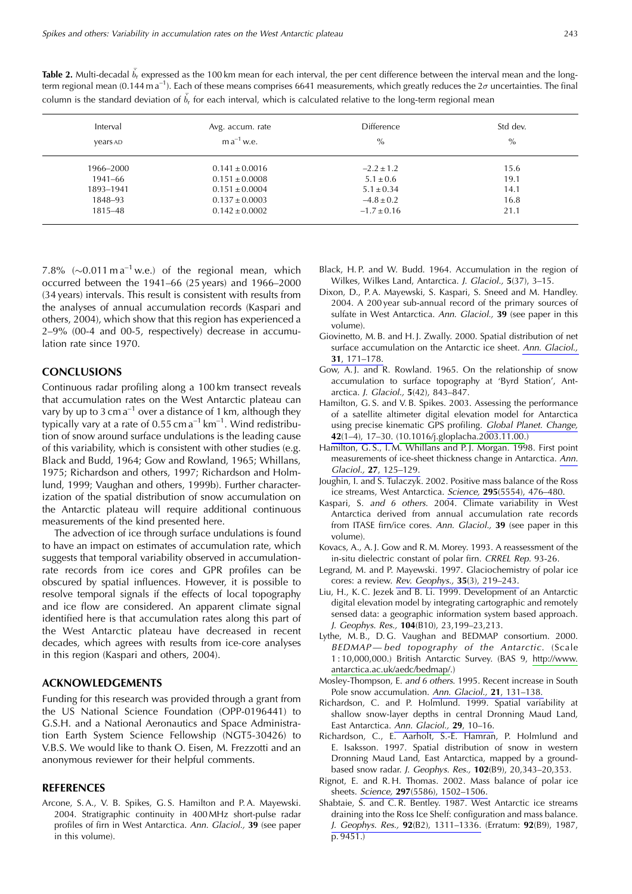**Table 2.** Multi-decadal $\bar{\dot{b}}_r$ expressed as the 100 km mean for each interval, the per cent difference between the interval mean and the long-term regional mean (0.144 m a$^{-1}$). Each of these means comprises 6641 measurements, which greatly reduces the $2\sigma$ uncertainties. The final column is the standard deviation of $\bar{\dot{b}}_r$ for each interval, which is calculated relative to the long-term regional mean

| Interval<br>years AD | Avg. accum. rate<br>m a$^{-1}$ w.e. | Difference<br>% | Std dev.<br>% |
|---|---|---|---|
| 1966–2000 | $0.141 \pm 0.0016$ | $-2.2 \pm 1.2$ | 15.6 |
| 1941–66 | $0.151 \pm 0.0008$ | $5.1 \pm 0.6$ | 19.1 |
| 1893–1941 | $0.151 \pm 0.0004$ | $5.1 \pm 0.34$ | 14.1 |
| 1848–93 | $0.137 \pm 0.0003$ | $-4.8 \pm 0.2$ | 16.8 |
| 1815–48 | $0.142 \pm 0.0002$ | $-1.7 \pm 0.16$ | 21.1 |

7.8% (~0.011 m a$^{-1}$ w.e.) of the regional mean, which occurred between the 1941–66 (25 years) and 1966–2000 (34 years) intervals. This result is consistent with results from the analyses of annual accumulation records (Kaspari and others, 2004), which show that this region has experienced a 2–9% (00-4 and 00-5, respectively) decrease in accumulation rate since 1970.

## CONCLUSIONS

Continuous radar profiling along a 100 km transect reveals that accumulation rates on the West Antarctic plateau can vary by up to 3 cm a$^{-1}$ over a distance of 1 km, although they typically vary at a rate of 0.55 cm a$^{-1}$ km$^{-1}$. Wind redistribution of snow around surface undulations is the leading cause of this variability, which is consistent with other studies (e.g. Black and Budd, 1964; Gow and Rowland, 1965; Whillans, 1975; Richardson and others, 1997; Richardson and Holmlund, 1999; Vaughan and others, 1999b). Further characterization of the spatial distribution of snow accumulation on the Antarctic plateau will require additional continuous measurements of the kind presented here.

The advection of ice through surface undulations is found to have an impact on estimates of accumulation rate, which suggests that temporal variability observed in accumulation-rate records from ice cores and GPR profiles can be obscured by spatial influences. However, it is possible to resolve temporal signals if the effects of local topography and ice flow are considered. An apparent climate signal identified here is that accumulation rates along this part of the West Antarctic plateau have decreased in recent decades, which agrees with results from ice-core analyses in this region (Kaspari and others, 2004).

## ACKNOWLEDGEMENTS

Funding for this research was provided through a grant from the US National Science Foundation (OPP-0196441) to G.S.H. and a National Aeronautics and Space Administration Earth System Science Fellowship (NGT5-30426) to V.B.S. We would like to thank O. Eisen, M. Frezzotti and an anonymous reviewer for their helpful comments.

## REFERENCES

Arcone, S.A., V. B. Spikes, G. S. Hamilton and P.A. Mayewski. 2004. Stratigraphic continuity in 400 MHz short-pulse radar profiles of firn in West Antarctica. *Ann. Glaciol.*, **39** (see paper in this volume).

Black, H. P. and W. Budd. 1964. Accumulation in the region of Wilkes, Wilkes Land, Antarctica. *J. Glaciol.*, **5**(37), 3–15.

Dixon, D., P.A. Mayewski, S. Kaspari, S. Sneed and M. Handley. 2004. A 200 year sub-annual record of the primary sources of sulfate in West Antarctica. *Ann. Glaciol.*, **39** (see paper in this volume).

Giovinetto, M. B. and H. J. Zwally. 2000. Spatial distribution of net surface accumulation on the Antarctic ice sheet. *Ann. Glaciol.*, **31**, 171–178.

Gow, A. J. and R. Rowland. 1965. On the relationship of snow accumulation to surface topography at 'Byrd Station', Antarctica. *J. Glaciol.*, **5**(42), 843–847.

Hamilton, G. S. and V. B. Spikes. 2003. Assessing the performance of a satellite altimeter digital elevation model for Antarctica using precise kinematic GPS profiling. *Global Planet. Change*, **42**(1–4), 17–30. (10.1016/j.gloplacha.2003.11.00.)

Hamilton, G. S., I. M. Whillans and P. J. Morgan. 1998. First point measurements of ice-sheet thickness change in Antarctica. *Ann. Glaciol.*, **27**, 125–129.

Joughin, I. and S. Tulaczyk. 2002. Positive mass balance of the Ross ice streams, West Antarctica. *Science*, **295**(5554), 476–480.

Kaspari, S. *and 6 others*. 2004. Climate variability in West Antarctica derived from annual accumulation rate records from ITASE firn/ice cores. *Ann. Glaciol.*, **39** (see paper in this volume).

Kovacs, A., A. J. Gow and R. M. Morey. 1993. A reassessment of the in-situ dielectric constant of polar firn. *CRREL Rep.* 93-26.

Legrand, M. and P. Mayewski. 1997. Glaciochemistry of polar ice cores: a review. *Rev. Geophys.*, **35**(3), 219–243.

Liu, H., K. C. Jezek and B. Li. 1999. Development of an Antarctic digital elevation model by integrating cartographic and remotely sensed data: a geographic information system based approach. *J. Geophys. Res.*, **104**(B10), 23,199–23,213.

Lythe, M. B., D. G. Vaughan and BEDMAP consortium. 2000. *BEDMAP — bed topography of the Antarctic*. (Scale 1 : 10,000,000.) British Antarctic Survey. (BAS 9, http://www.antarctica.ac.uk/aedc/bedmap/.)

Mosley-Thompson, E. *and 6 others*. 1995. Recent increase in South Pole snow accumulation. *Ann. Glaciol.*, **21**, 131–138.

Richardson, C. and P. Holmlund. 1999. Spatial variability at shallow snow-layer depths in central Dronning Maud Land, East Antarctica. *Ann. Glaciol.*, **29**, 10–16.

Richardson, C., E. Aarholt, S.-E. Hamran, P. Holmlund and E. Isaksson. 1997. Spatial distribution of snow in western Dronning Maud Land, East Antarctica, mapped by a ground-based snow radar. *J. Geophys. Res.*, **102**(B9), 20,343–20,353.

Rignot, E. and R. H. Thomas. 2002. Mass balance of polar ice sheets. *Science*, **297**(5586), 1502–1506.

Shabtaie, S. and C. R. Bentley. 1987. West Antarctic ice streams draining into the Ross Ice Shelf: configuration and mass balance. *J. Geophys. Res.*, **92**(B2), 1311–1336. (Erratum: **92**(B9), 1987, p. 9451.)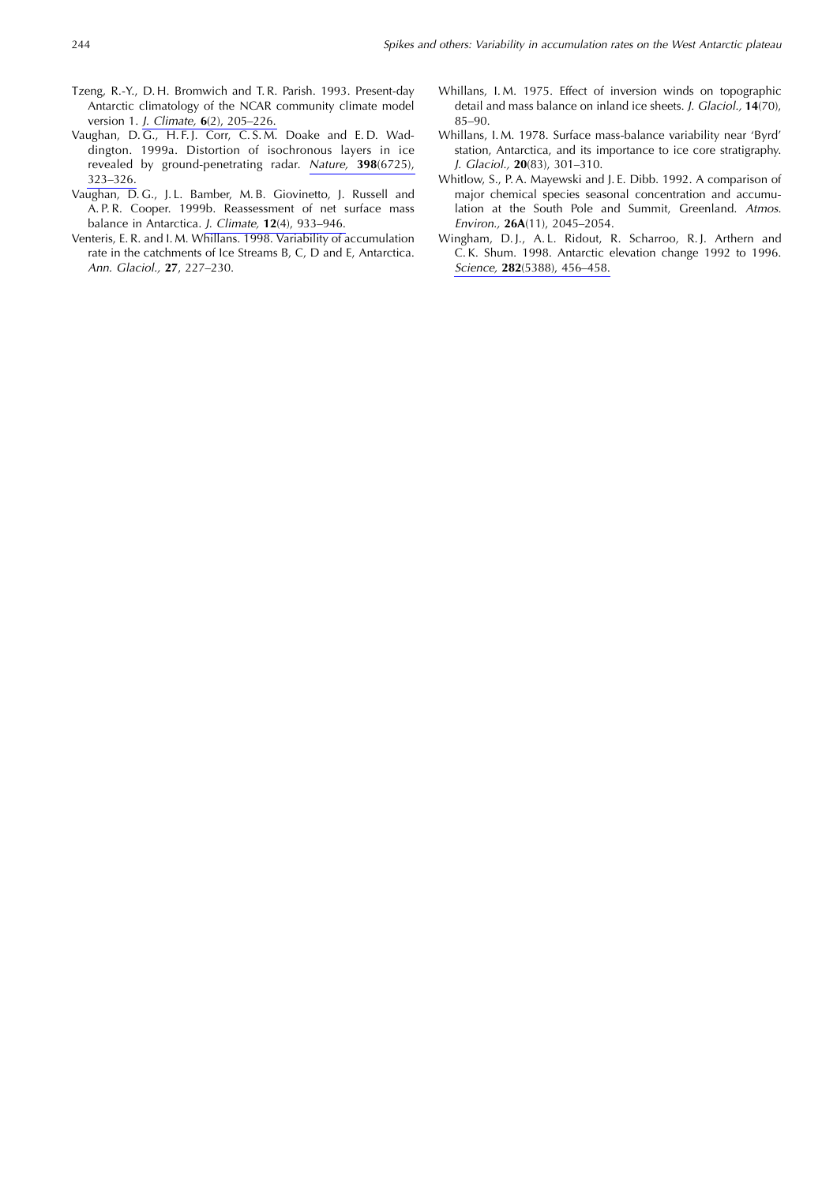Tzeng, R.-Y., D. H. Bromwich and T. R. Parish. 1993. Present-day Antarctic climatology of the NCAR community climate model version 1. *J. Climate,* **6**(2), 205–226.

Vaughan, D. G., H. F. J. Corr, C. S. M. Doake and E. D. Waddington. 1999a. Distortion of isochronous layers in ice revealed by ground-penetrating radar. *Nature,* **398**(6725), 323–326.

Vaughan, D. G., J. L. Bamber, M. B. Giovinetto, J. Russell and A. P. R. Cooper. 1999b. Reassessment of net surface mass balance in Antarctica. *J. Climate,* **12**(4), 933–946.

Venteris, E. R. and I. M. Whillans. 1998. Variability of accumulation rate in the catchments of Ice Streams B, C, D and E, Antarctica. *Ann. Glaciol.,* **27**, 227–230.

Whillans, I. M. 1975. Effect of inversion winds on topographic detail and mass balance on inland ice sheets. *J. Glaciol.,* **14**(70), 85–90.

Whillans, I. M. 1978. Surface mass-balance variability near 'Byrd' station, Antarctica, and its importance to ice core stratigraphy. *J. Glaciol.,* **20**(83), 301–310.

Whitlow, S., P. A. Mayewski and J. E. Dibb. 1992. A comparison of major chemical species seasonal concentration and accumulation at the South Pole and Summit, Greenland. *Atmos. Environ.,* **26A**(11), 2045–2054.

Wingham, D. J., A. L. Ridout, R. Scharroo, R. J. Arthern and C. K. Shum. 1998. Antarctic elevation change 1992 to 1996. *Science,* **282**(5388), 456–458.